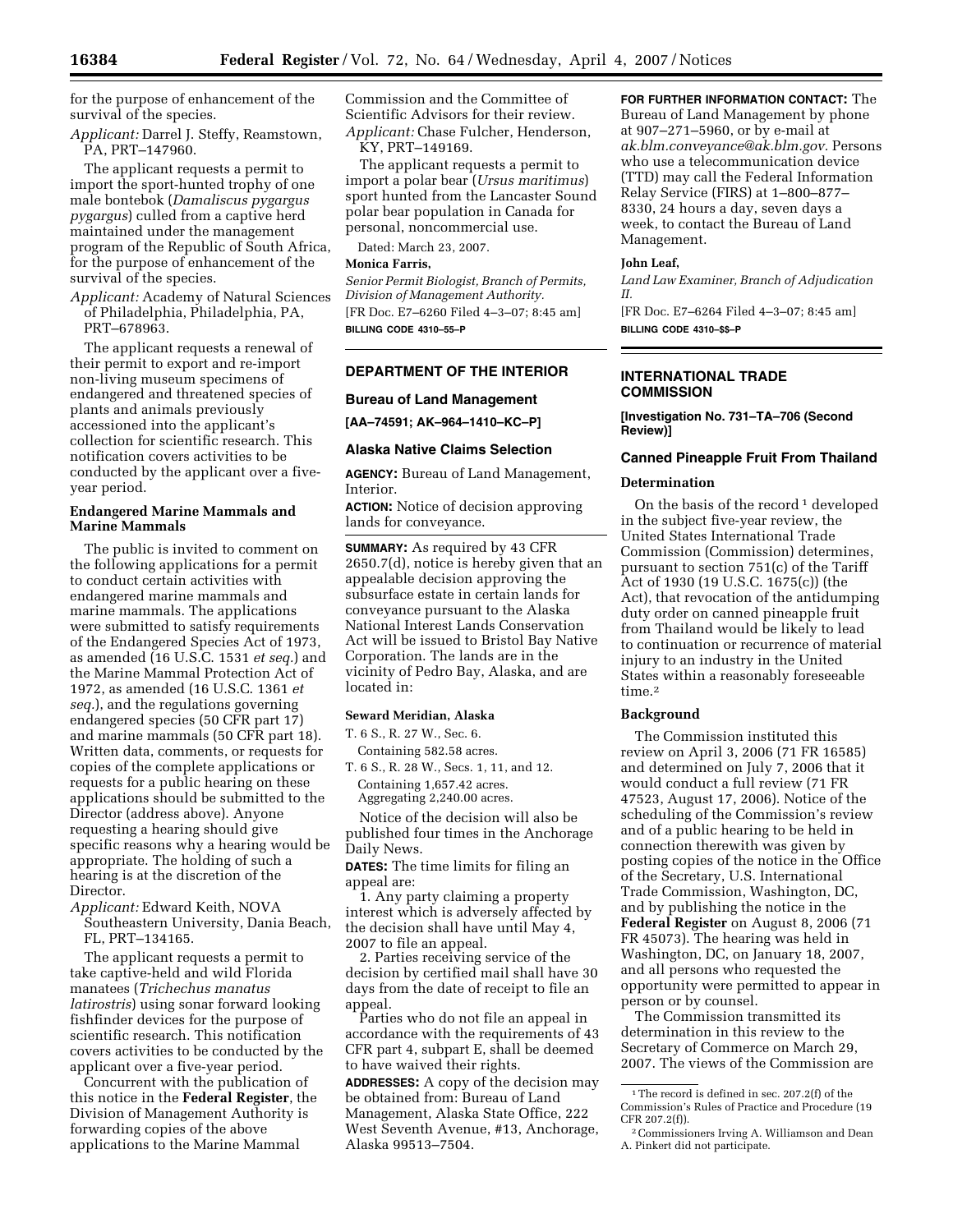for the purpose of enhancement of the survival of the species.

*Applicant:* Darrel J. Steffy, Reamstown, PA, PRT–147960.

The applicant requests a permit to import the sport-hunted trophy of one male bontebok (*Damaliscus pygargus pygargus*) culled from a captive herd maintained under the management program of the Republic of South Africa, for the purpose of enhancement of the survival of the species.

*Applicant:* Academy of Natural Sciences of Philadelphia, Philadelphia, PA, PRT–678963.

The applicant requests a renewal of their permit to export and re-import non-living museum specimens of endangered and threatened species of plants and animals previously accessioned into the applicant's collection for scientific research. This notification covers activities to be conducted by the applicant over a five-year period.

### Endangered Marine Mammals and Marine Mammals

The public is invited to comment on the following applications for a permit to conduct certain activities with endangered marine mammals and marine mammals. The applications were submitted to satisfy requirements of the Endangered Species Act of 1973, as amended (16 U.S.C. 1531 *et seq.*) and the Marine Mammal Protection Act of 1972, as amended (16 U.S.C. 1361 *et seq.*), and the regulations governing endangered species (50 CFR part 17) and marine mammals (50 CFR part 18). Written data, comments, or requests for copies of the complete applications or requests for a public hearing on these applications should be submitted to the Director (address above). Anyone requesting a hearing should give specific reasons why a hearing would be appropriate. The holding of such a hearing is at the discretion of the Director.

*Applicant:* Edward Keith, NOVA Southeastern University, Dania Beach, FL, PRT–134165.

The applicant requests a permit to take captive-held and wild Florida manatees (*Trichechus manatus latirostris*) using sonar forward looking fishfinder devices for the purpose of scientific research. This notification covers activities to be conducted by the applicant over a five-year period.

Concurrent with the publication of this notice in the **Federal Register**, the Division of Management Authority is forwarding copies of the above applications to the Marine Mammal Commission and the Committee of Scientific Advisors for their review.

*Applicant:* Chase Fulcher, Henderson, KY, PRT–149169.

The applicant requests a permit to import a polar bear (*Ursus maritimus*) sport hunted from the Lancaster Sound polar bear population in Canada for personal, noncommercial use.

Dated: March 23, 2007.

**Monica Farris,**

*Senior Permit Biologist, Branch of Permits, Division of Management Authority.*

[FR Doc. E7–6260 Filed 4–3–07; 8:45 am]

**BILLING CODE 4310–55–P**

---

## DEPARTMENT OF THE INTERIOR

### Bureau of Land Management

**[AA–74591; AK–964–1410–KC–P]**

### Alaska Native Claims Selection

**AGENCY:** Bureau of Land Management, Interior.

**ACTION:** Notice of decision approving lands for conveyance.

**SUMMARY:** As required by 43 CFR 2650.7(d), notice is hereby given that an appealable decision approving the subsurface estate in certain lands for conveyance pursuant to the Alaska National Interest Lands Conservation Act will be issued to Bristol Bay Native Corporation. The lands are in the vicinity of Pedro Bay, Alaska, and are located in:

**Seward Meridian, Alaska**

T. 6 S., R. 27 W., Sec. 6.
Containing 582.58 acres.

T. 6 S., R. 28 W., Secs. 1, 11, and 12.
Containing 1,657.42 acres.
Aggregating 2,240.00 acres.

Notice of the decision will also be published four times in the Anchorage Daily News.

**DATES:** The time limits for filing an appeal are:

1. Any party claiming a property interest which is adversely affected by the decision shall have until May 4, 2007 to file an appeal.

2. Parties receiving service of the decision by certified mail shall have 30 days from the date of receipt to file an appeal.

Parties who do not file an appeal in accordance with the requirements of 43 CFR part 4, subpart E, shall be deemed to have waived their rights.

**ADDRESSES:** A copy of the decision may be obtained from: Bureau of Land Management, Alaska State Office, 222 West Seventh Avenue, #13, Anchorage, Alaska 99513–7504.

**FOR FURTHER INFORMATION CONTACT:** The Bureau of Land Management by phone at 907–271–5960, or by e-mail at *ak.blm.conveyance@ak.blm.gov*. Persons who use a telecommunication device (TTD) may call the Federal Information Relay Service (FIRS) at 1–800–877–8330, 24 hours a day, seven days a week, to contact the Bureau of Land Management.

**John Leaf,**

*Land Law Examiner, Branch of Adjudication II.*

[FR Doc. E7–6264 Filed 4–3–07; 8:45 am]

**BILLING CODE 4310–$$–P**

---

## INTERNATIONAL TRADE COMMISSION

**[Investigation No. 731–TA–706 (Second Review)]**

### Canned Pineapple Fruit From Thailand

#### Determination

On the basis of the record[1] developed in the subject five-year review, the United States International Trade Commission (Commission) determines, pursuant to section 751(c) of the Tariff Act of 1930 (19 U.S.C. 1675(c)) (the Act), that revocation of the antidumping duty order on canned pineapple fruit from Thailand would be likely to lead to continuation or recurrence of material injury to an industry in the United States within a reasonably foreseeable time.[2]

#### Background

The Commission instituted this review on April 3, 2006 (71 FR 16585) and determined on July 7, 2006 that it would conduct a full review (71 FR 47523, August 17, 2006). Notice of the scheduling of the Commission's review and of a public hearing to be held in connection therewith was given by posting copies of the notice in the Office of the Secretary, U.S. International Trade Commission, Washington, DC, and by publishing the notice in the **Federal Register** on August 8, 2006 (71 FR 45073). The hearing was held in Washington, DC, on January 18, 2007, and all persons who requested the opportunity were permitted to appear in person or by counsel.

The Commission transmitted its determination in this review to the Secretary of Commerce on March 29, 2007. The views of the Commission are

---

[1] The record is defined in sec. 207.2(f) of the Commission's Rules of Practice and Procedure (19 CFR 207.2(f)).

[2] Commissioners Irving A. Williamson and Dean A. Pinkert did not participate.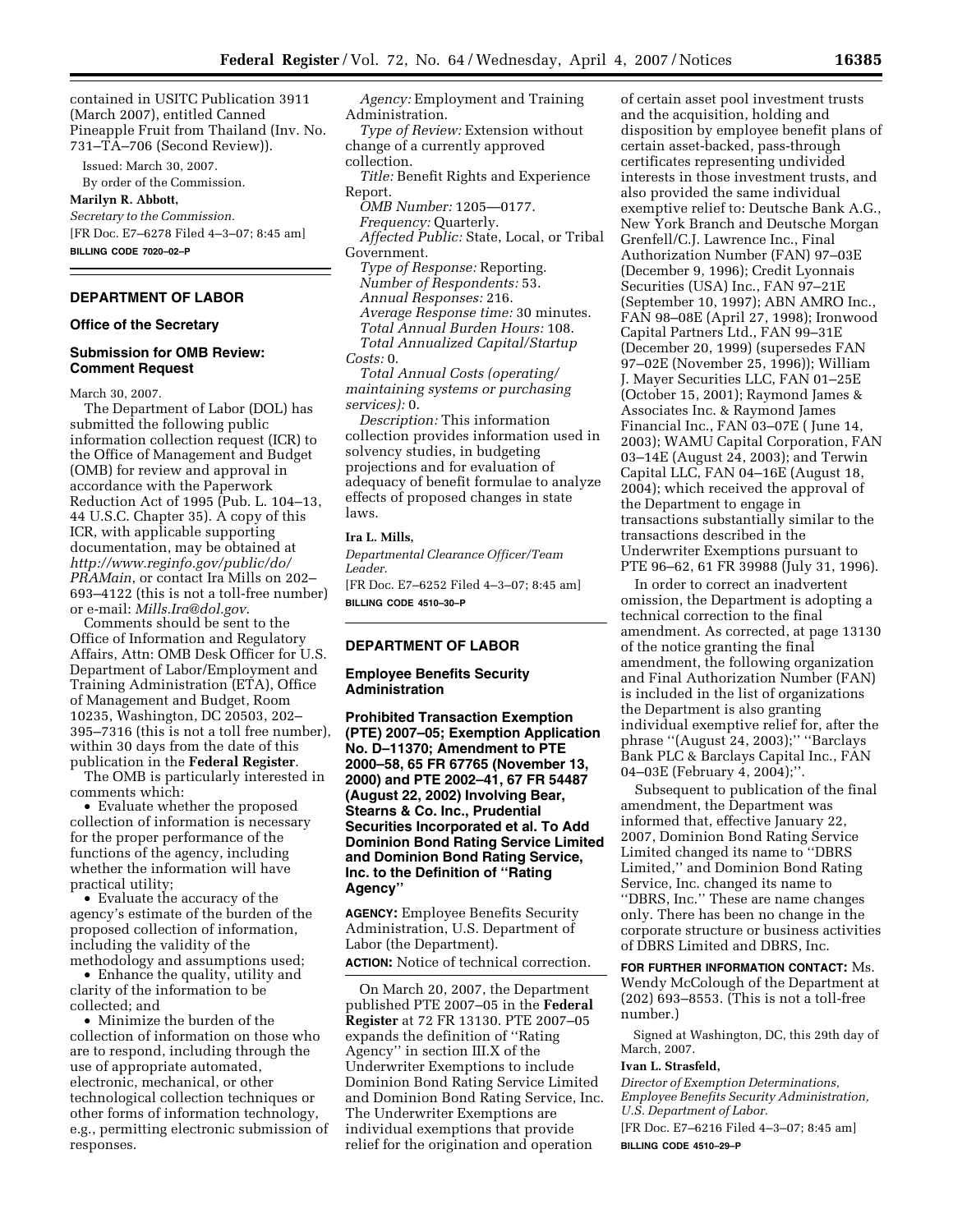contained in USITC Publication 3911 (March 2007), entitled Canned Pineapple Fruit from Thailand (Inv. No. 731–TA–706 (Second Review)).

Issued: March 30, 2007.

By order of the Commission.

**Marilyn R. Abbott,**

*Secretary to the Commission.*

[FR Doc. E7–6278 Filed 4–3–07; 8:45 am]

**BILLING CODE 7020–02–P**

## DEPARTMENT OF LABOR

### Office of the Secretary

### Submission for OMB Review: Comment Request

March 30, 2007.

The Department of Labor (DOL) has submitted the following public information collection request (ICR) to the Office of Management and Budget (OMB) for review and approval in accordance with the Paperwork Reduction Act of 1995 (Pub. L. 104–13, 44 U.S.C. Chapter 35). A copy of this ICR, with applicable supporting documentation, may be obtained at *http://www.reginfo.gov/public/do/PRAMain*, or contact Ira Mills on 202–693–4122 (this is not a toll-free number) or e-mail: *Mills.Ira@dol.gov*.

Comments should be sent to the Office of Information and Regulatory Affairs, Attn: OMB Desk Officer for U.S. Department of Labor/Employment and Training Administration (ETA), Office of Management and Budget, Room 10235, Washington, DC 20503, 202–395–7316 (this is not a toll free number), within 30 days from the date of this publication in the **Federal Register**.

The OMB is particularly interested in comments which:

- Evaluate whether the proposed collection of information is necessary for the proper performance of the functions of the agency, including whether the information will have practical utility;
- Evaluate the accuracy of the agency's estimate of the burden of the proposed collection of information, including the validity of the methodology and assumptions used;
- Enhance the quality, utility and clarity of the information to be collected; and
- Minimize the burden of the collection of information on those who are to respond, including through the use of appropriate automated, electronic, mechanical, or other technological collection techniques or other forms of information technology, e.g., permitting electronic submission of responses.

*Agency:* Employment and Training Administration.

*Type of Review:* Extension without change of a currently approved collection.

*Title:* Benefit Rights and Experience Report.

*OMB Number:* 1205—0177.

*Frequency:* Quarterly.

*Affected Public:* State, Local, or Tribal Government.

*Type of Response:* Reporting.

*Number of Respondents:* 53.

*Annual Responses:* 216.

*Average Response time:* 30 minutes.

*Total Annual Burden Hours:* 108.

*Total Annualized Capital/Startup Costs:* 0.

*Total Annual Costs (operating/maintaining systems or purchasing services):* 0.

*Description:* This information collection provides information used in solvency studies, in budgeting projections and for evaluation of adequacy of benefit formulae to analyze effects of proposed changes in state laws.

**Ira L. Mills,**

*Departmental Clearance Officer/Team Leader.*

[FR Doc. E7–6252 Filed 4–3–07; 8:45 am]

**BILLING CODE 4510–30–P**

## DEPARTMENT OF LABOR

### Employee Benefits Security Administration

### Prohibited Transaction Exemption (PTE) 2007–05; Exemption Application No. D–11370; Amendment to PTE 2000–58, 65 FR 67765 (November 13, 2000) and PTE 2002–41, 67 FR 54487 (August 22, 2002) Involving Bear, Stearns & Co. Inc., Prudential Securities Incorporated et al. To Add Dominion Bond Rating Service Limited and Dominion Bond Rating Service, Inc. to the Definition of "Rating Agency"

**AGENCY:** Employee Benefits Security Administration, U.S. Department of Labor (the Department).

**ACTION:** Notice of technical correction.

On March 20, 2007, the Department published PTE 2007–05 in the **Federal Register** at 72 FR 13130. PTE 2007–05 expands the definition of "Rating Agency" in section III.X of the Underwriter Exemptions to include Dominion Bond Rating Service Limited and Dominion Bond Rating Service, Inc. The Underwriter Exemptions are individual exemptions that provide relief for the origination and operation of certain asset pool investment trusts and the acquisition, holding and disposition by employee benefit plans of certain asset-backed, pass-through certificates representing undivided interests in those investment trusts, and also provided the same individual exemptive relief to: Deutsche Bank A.G., New York Branch and Deutsche Morgan Grenfell/C.J. Lawrence Inc., Final Authorization Number (FAN) 97–03E (December 9, 1996); Credit Lyonnais Securities (USA) Inc., FAN 97–21E (September 10, 1997); ABN AMRO Inc., FAN 98–08E (April 27, 1998); Ironwood Capital Partners Ltd., FAN 99–31E (December 20, 1999) (supersedes FAN 97–02E (November 25, 1996)); William J. Mayer Securities LLC, FAN 01–25E (October 15, 2001); Raymond James & Associates Inc. & Raymond James Financial Inc., FAN 03–07E ( June 14, 2003); WAMU Capital Corporation, FAN 03–14E (August 24, 2003); and Terwin Capital LLC, FAN 04–16E (August 18, 2004); which received the approval of the Department to engage in transactions substantially similar to the transactions described in the Underwriter Exemptions pursuant to PTE 96–62, 61 FR 39988 (July 31, 1996).

In order to correct an inadvertent omission, the Department is adopting a technical correction to the final amendment. As corrected, at page 13130 of the notice granting the final amendment, the following organization and Final Authorization Number (FAN) is included in the list of organizations the Department is also granting individual exemptive relief for, after the phrase "(August 24, 2003);" "Barclays Bank PLC & Barclays Capital Inc., FAN 04–03E (February 4, 2004);".

Subsequent to publication of the final amendment, the Department was informed that, effective January 22, 2007, Dominion Bond Rating Service Limited changed its name to "DBRS Limited," and Dominion Bond Rating Service, Inc. changed its name to "DBRS, Inc." These are name changes only. There has been no change in the corporate structure or business activities of DBRS Limited and DBRS, Inc.

**FOR FURTHER INFORMATION CONTACT:** Ms. Wendy McColough of the Department at (202) 693–8553. (This is not a toll-free number.)

Signed at Washington, DC, this 29th day of March, 2007.

**Ivan L. Strasfeld,**

*Director of Exemption Determinations, Employee Benefits Security Administration, U.S. Department of Labor.*

[FR Doc. E7–6216 Filed 4–3–07; 8:45 am]

**BILLING CODE 4510–29–P**